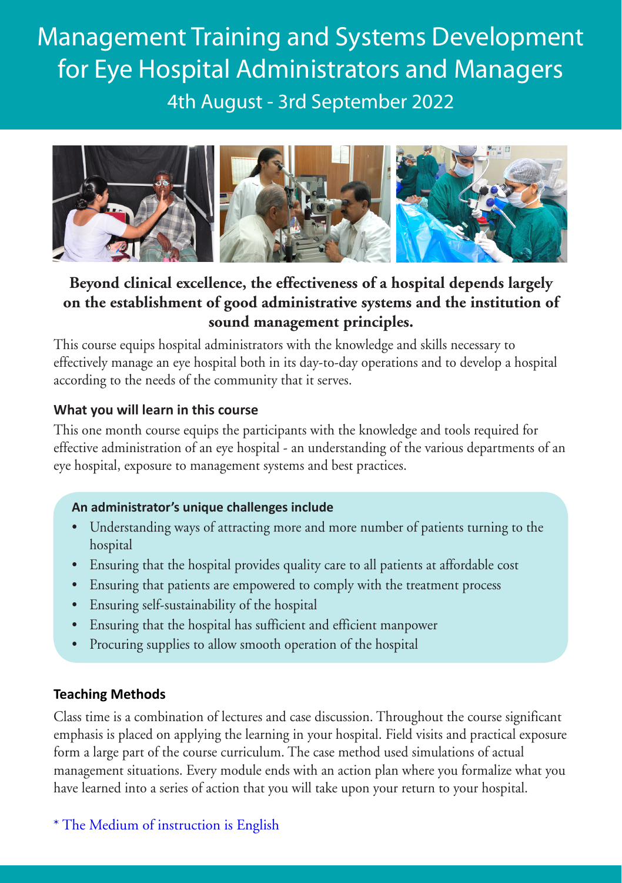# Management Training and Systems Development for Eye Hospital Administrators and Managers

4th August - 3rd September 2022

**Beyond clinical excellence, the effectiveness of a hospital depends largely on the establishment of good administrative systems and the institution of sound management principles.**

This course equips hospital administrators with the knowledge and skills necessary to effectively manage an eye hospital both in its day-to-day operations and to develop a hospital according to the needs of the community that it serves.

### What you will learn in this course

This one month course equips the participants with the knowledge and tools required for effective administration of an eye hospital - an understanding of the various departments of an eye hospital, exposure to management systems and best practices.

#### An administrator's unique challenges include

- Understanding ways of attracting more and more number of patients turning to the hospital
- Ensuring that the hospital provides quality care to all patients at affordable cost
- Ensuring that patients are empowered to comply with the treatment process
- Ensuring self-sustainability of the hospital
- Ensuring that the hospital has sufficient and efficient manpower
- Procuring supplies to allow smooth operation of the hospital

### Teaching Methods

Class time is a combination of lectures and case discussion. Throughout the course significant emphasis is placed on applying the learning in your hospital. Field visits and practical exposure form a large part of the course curriculum. The case method used simulations of actual management situations. Every module ends with an action plan where you formalize what you have learned into a series of action that you will take upon your return to your hospital.

* The Medium of instruction is English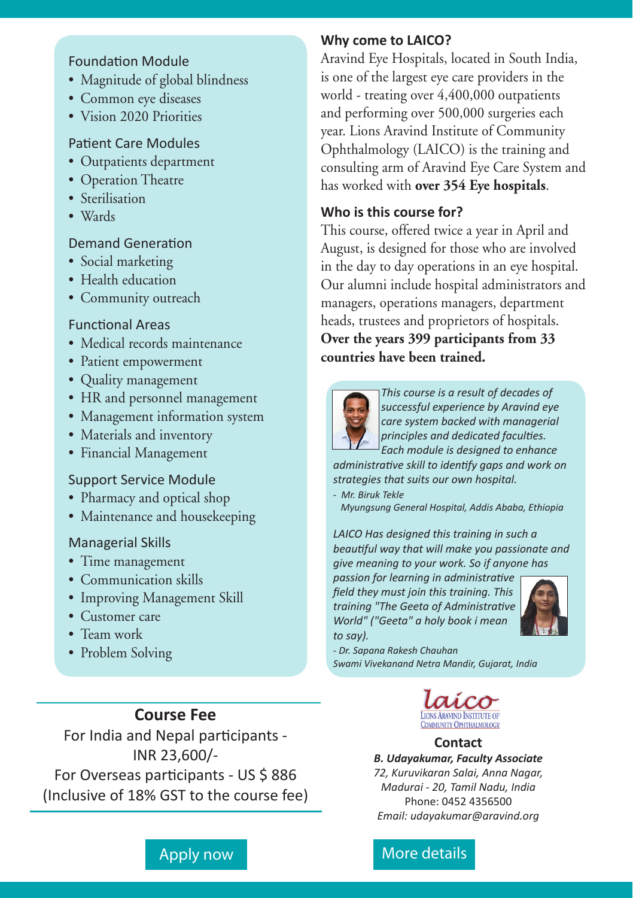### Foundation Module

- Magnitude of global blindness
- Common eye diseases
- Vision 2020 Priorities

### Patient Care Modules

- Outpatients department
- Operation Theatre
- Sterilisation
- Wards

### Demand Generation

- Social marketing
- Health education
- Community outreach

### Functional Areas

- Medical records maintenance
- Patient empowerment
- Quality management
- HR and personnel management
- Management information system
- Materials and inventory
- Financial Management

### Support Service Module

- Pharmacy and optical shop
- Maintenance and housekeeping

### Managerial Skills

- Time management
- Communication skills
- Improving Management Skill
- Customer care
- Team work
- Problem Solving

## Course Fee

For India and Nepal participants - INR 23,600/-

For Overseas participants - US $ 886

(Inclusive of 18% GST to the course fee)

Apply now

### Why come to LAICO?

Aravind Eye Hospitals, located in South India, is one of the largest eye care providers in the world - treating over 4,400,000 outpatients and performing over 500,000 surgeries each year. Lions Aravind Institute of Community Ophthalmology (LAICO) is the training and consulting arm of Aravind Eye Care System and has worked with **over 354 Eye hospitals**.

### Who is this course for?

This course, offered twice a year in April and August, is designed for those who are involved in the day to day operations in an eye hospital. Our alumni include hospital administrators and managers, operations managers, department heads, trustees and proprietors of hospitals. **Over the years 399 participants from 33 countries have been trained.**

*This course is a result of decades of successful experience by Aravind eye care system backed with managerial principles and dedicated faculties. Each module is designed to enhance administrative skill to identify gaps and work on strategies that suits our own hospital.*

*- Mr. Biruk Tekle*
*Myungsung General Hospital, Addis Ababa, Ethiopia*

*LAICO Has designed this training in such a beautiful way that will make you passionate and give meaning to your work. So if anyone has passion for learning in administrative field they must join this training. This training "The Geeta of Administrative World" ("Geeta" a holy book i mean to say).*

*- Dr. Sapana Rakesh Chauhan*
*Swami Vivekanand Netra Mandir, Gujarat, India*

laico
LIONS ARAVIND INSTITUTE OF COMMUNITY OPHTHALMOLOGY

**Contact**

***B. Udayakumar, Faculty Associate***
*72, Kuruvikaran Salai, Anna Nagar,*
*Madurai - 20, Tamil Nadu, India*
Phone: 0452 4356500
*Email: udayakumar@aravind.org*

More details